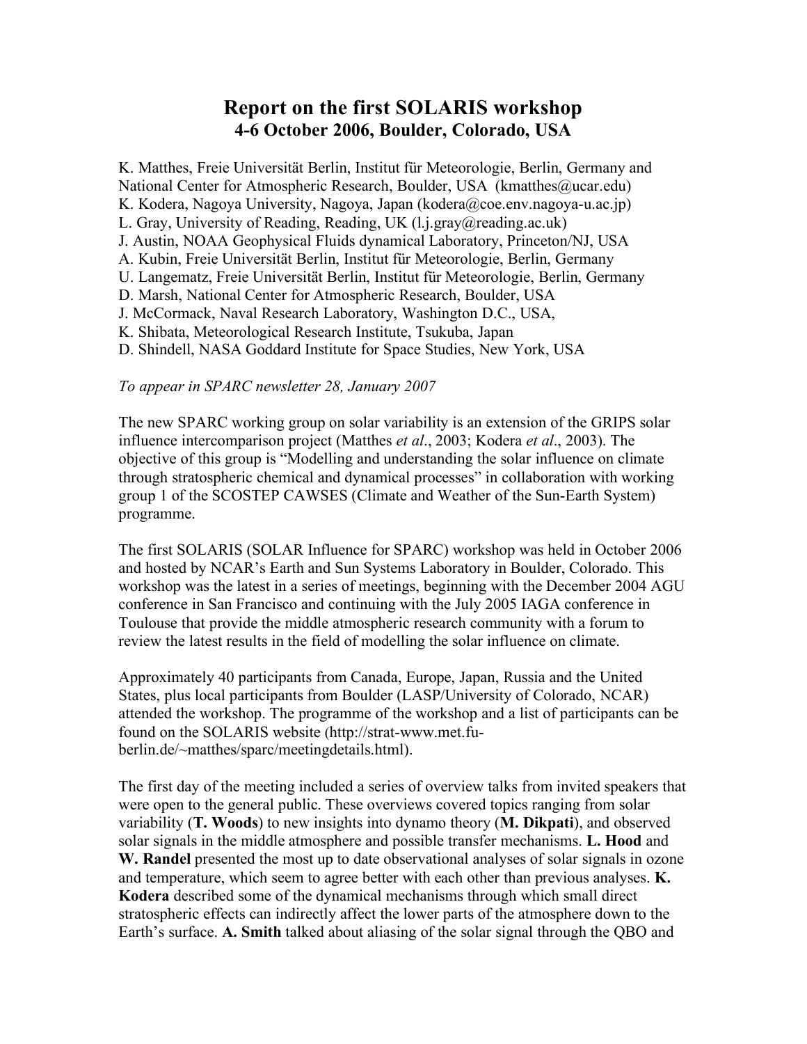# Report on the first SOLARIS workshop
## 4-6 October 2006, Boulder, Colorado, USA

K. Matthes, Freie Universität Berlin, Institut für Meteorologie, Berlin, Germany and National Center for Atmospheric Research, Boulder, USA (kmatthes@ucar.edu)
K. Kodera, Nagoya University, Nagoya, Japan (kodera@coe.env.nagoya-u.ac.jp)
L. Gray, University of Reading, Reading, UK (l.j.gray@reading.ac.uk)
J. Austin, NOAA Geophysical Fluids dynamical Laboratory, Princeton/NJ, USA
A. Kubin, Freie Universität Berlin, Institut für Meteorologie, Berlin, Germany
U. Langematz, Freie Universität Berlin, Institut für Meteorologie, Berlin, Germany
D. Marsh, National Center for Atmospheric Research, Boulder, USA
J. McCormack, Naval Research Laboratory, Washington D.C., USA,
K. Shibata, Meteorological Research Institute, Tsukuba, Japan
D. Shindell, NASA Goddard Institute for Space Studies, New York, USA

*To appear in SPARC newsletter 28, January 2007*

The new SPARC working group on solar variability is an extension of the GRIPS solar influence intercomparison project (Matthes *et al*., 2003; Kodera *et al*., 2003). The objective of this group is "Modelling and understanding the solar influence on climate through stratospheric chemical and dynamical processes" in collaboration with working group 1 of the SCOSTEP CAWSES (Climate and Weather of the Sun-Earth System) programme.

The first SOLARIS (SOLAR Influence for SPARC) workshop was held in October 2006 and hosted by NCAR's Earth and Sun Systems Laboratory in Boulder, Colorado. This workshop was the latest in a series of meetings, beginning with the December 2004 AGU conference in San Francisco and continuing with the July 2005 IAGA conference in Toulouse that provide the middle atmospheric research community with a forum to review the latest results in the field of modelling the solar influence on climate.

Approximately 40 participants from Canada, Europe, Japan, Russia and the United States, plus local participants from Boulder (LASP/University of Colorado, NCAR) attended the workshop. The programme of the workshop and a list of participants can be found on the SOLARIS website (http://strat-www.met.fu-berlin.de/~matthes/sparc/meetingdetails.html).

The first day of the meeting included a series of overview talks from invited speakers that were open to the general public. These overviews covered topics ranging from solar variability (**T. Woods**) to new insights into dynamo theory (**M. Dikpati**), and observed solar signals in the middle atmosphere and possible transfer mechanisms. **L. Hood** and **W. Randel** presented the most up to date observational analyses of solar signals in ozone and temperature, which seem to agree better with each other than previous analyses. **K. Kodera** described some of the dynamical mechanisms through which small direct stratospheric effects can indirectly affect the lower parts of the atmosphere down to the Earth's surface. **A. Smith** talked about aliasing of the solar signal through the QBO and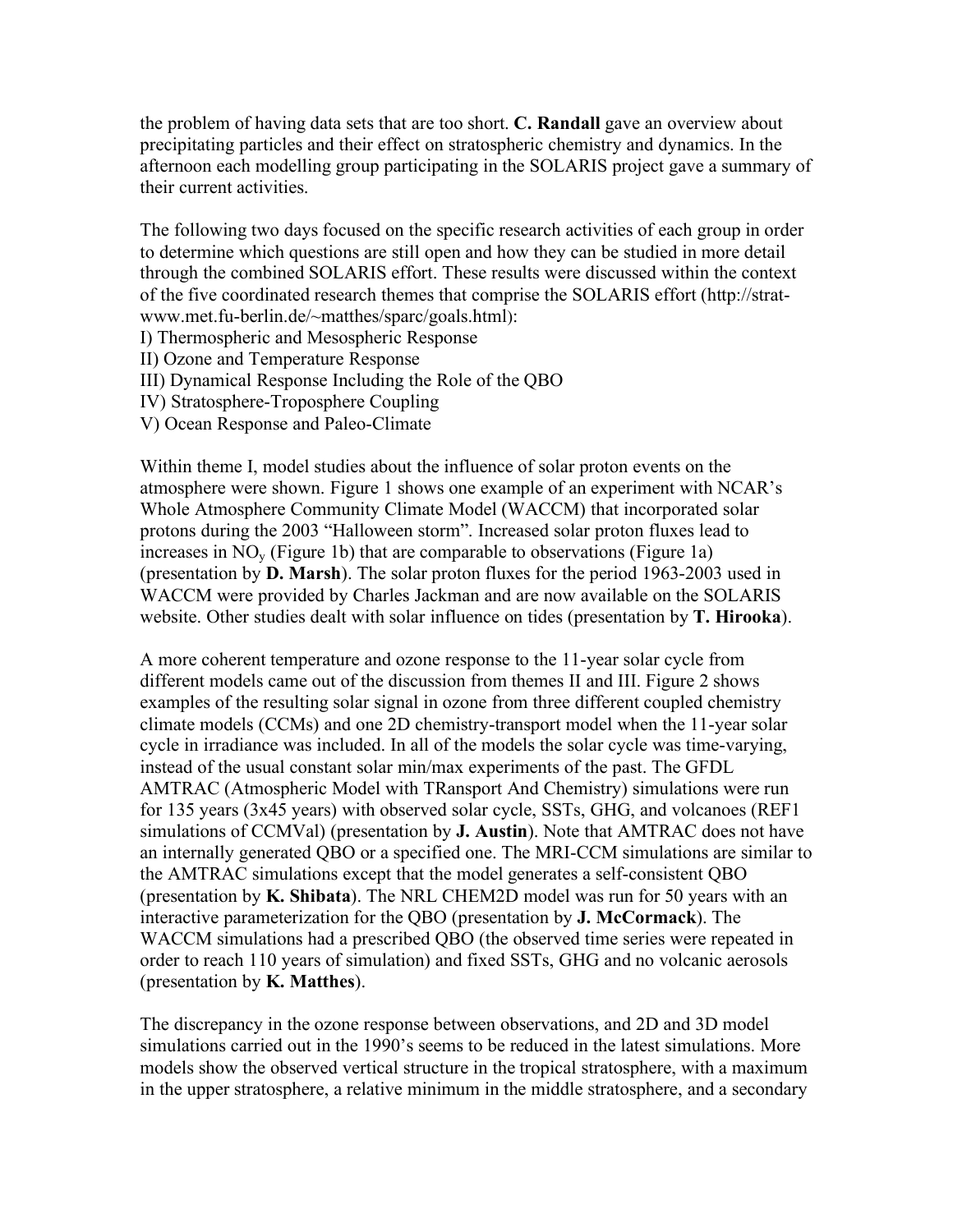the problem of having data sets that are too short. **C. Randall** gave an overview about precipitating particles and their effect on stratospheric chemistry and dynamics. In the afternoon each modelling group participating in the SOLARIS project gave a summary of their current activities.

The following two days focused on the specific research activities of each group in order to determine which questions are still open and how they can be studied in more detail through the combined SOLARIS effort. These results were discussed within the context of the five coordinated research themes that comprise the SOLARIS effort (http://strat-www.met.fu-berlin.de/~matthes/sparc/goals.html):

I) Thermospheric and Mesospheric Response
II) Ozone and Temperature Response
III) Dynamical Response Including the Role of the QBO
IV) Stratosphere-Troposphere Coupling
V) Ocean Response and Paleo-Climate

Within theme I, model studies about the influence of solar proton events on the atmosphere were shown. Figure 1 shows one example of an experiment with NCAR's Whole Atmosphere Community Climate Model (WACCM) that incorporated solar protons during the 2003 "Halloween storm". Increased solar proton fluxes lead to increases in $NO_y$ (Figure 1b) that are comparable to observations (Figure 1a) (presentation by **D. Marsh**). The solar proton fluxes for the period 1963-2003 used in WACCM were provided by Charles Jackman and are now available on the SOLARIS website. Other studies dealt with solar influence on tides (presentation by **T. Hirooka**).

A more coherent temperature and ozone response to the 11-year solar cycle from different models came out of the discussion from themes II and III. Figure 2 shows examples of the resulting solar signal in ozone from three different coupled chemistry climate models (CCMs) and one 2D chemistry-transport model when the 11-year solar cycle in irradiance was included. In all of the models the solar cycle was time-varying, instead of the usual constant solar min/max experiments of the past. The GFDL AMTRAC (Atmospheric Model with TRansport And Chemistry) simulations were run for 135 years (3x45 years) with observed solar cycle, SSTs, GHG, and volcanoes (REF1 simulations of CCMVal) (presentation by **J. Austin**). Note that AMTRAC does not have an internally generated QBO or a specified one. The MRI-CCM simulations are similar to the AMTRAC simulations except that the model generates a self-consistent QBO (presentation by **K. Shibata**). The NRL CHEM2D model was run for 50 years with an interactive parameterization for the QBO (presentation by **J. McCormack**). The WACCM simulations had a prescribed QBO (the observed time series were repeated in order to reach 110 years of simulation) and fixed SSTs, GHG and no volcanic aerosols (presentation by **K. Matthes**).

The discrepancy in the ozone response between observations, and 2D and 3D model simulations carried out in the 1990's seems to be reduced in the latest simulations. More models show the observed vertical structure in the tropical stratosphere, with a maximum in the upper stratosphere, a relative minimum in the middle stratosphere, and a secondary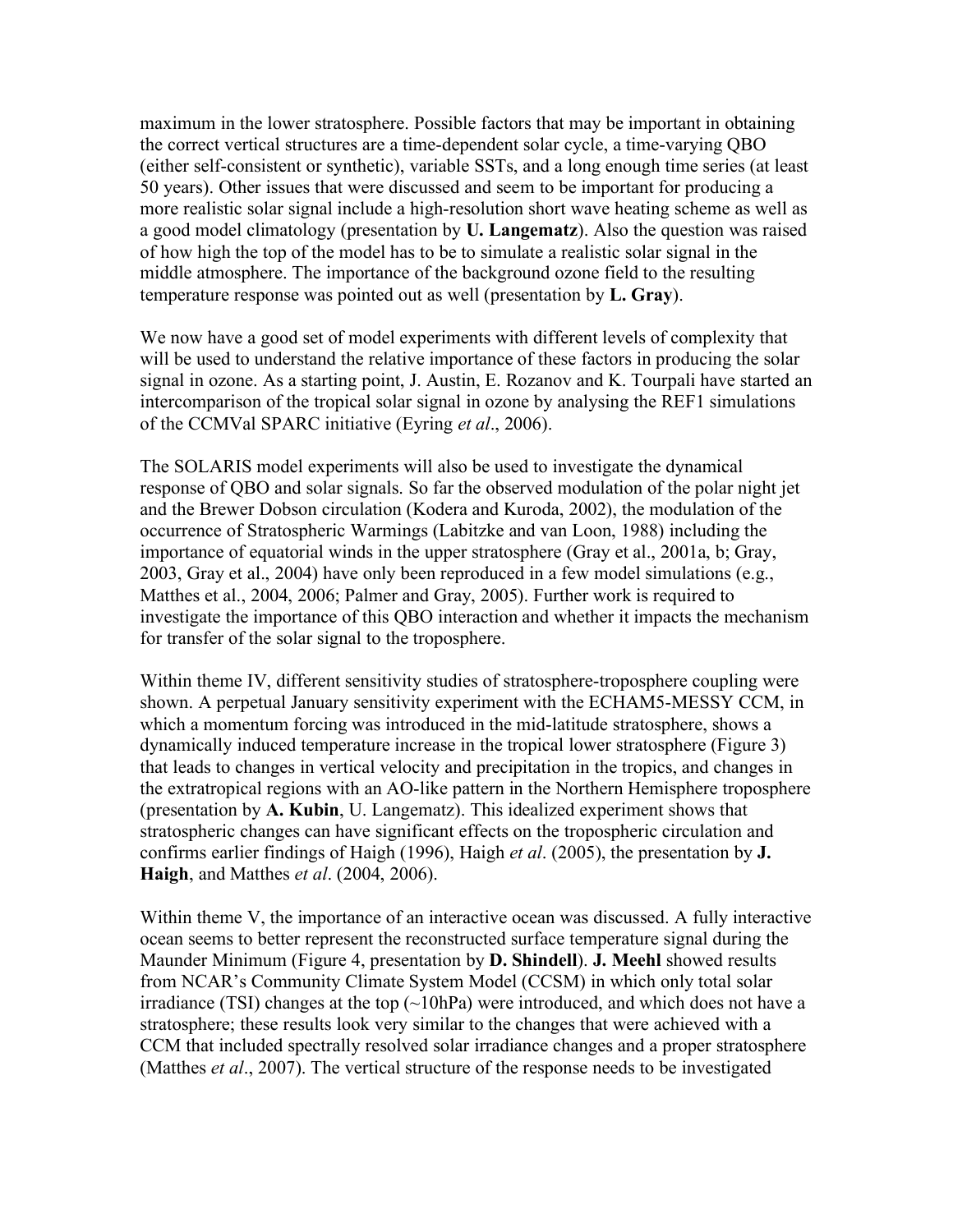maximum in the lower stratosphere. Possible factors that may be important in obtaining the correct vertical structures are a time-dependent solar cycle, a time-varying QBO (either self-consistent or synthetic), variable SSTs, and a long enough time series (at least 50 years). Other issues that were discussed and seem to be important for producing a more realistic solar signal include a high-resolution short wave heating scheme as well as a good model climatology (presentation by **U. Langematz**). Also the question was raised of how high the top of the model has to be to simulate a realistic solar signal in the middle atmosphere. The importance of the background ozone field to the resulting temperature response was pointed out as well (presentation by **L. Gray**).

We now have a good set of model experiments with different levels of complexity that will be used to understand the relative importance of these factors in producing the solar signal in ozone. As a starting point, J. Austin, E. Rozanov and K. Tourpali have started an intercomparison of the tropical solar signal in ozone by analysing the REF1 simulations of the CCMVal SPARC initiative (Eyring *et al*., 2006).

The SOLARIS model experiments will also be used to investigate the dynamical response of QBO and solar signals. So far the observed modulation of the polar night jet and the Brewer Dobson circulation (Kodera and Kuroda, 2002), the modulation of the occurrence of Stratospheric Warmings (Labitzke and van Loon, 1988) including the importance of equatorial winds in the upper stratosphere (Gray et al., 2001a, b; Gray, 2003, Gray et al., 2004) have only been reproduced in a few model simulations (e.g., Matthes et al., 2004, 2006; Palmer and Gray, 2005). Further work is required to investigate the importance of this QBO interaction and whether it impacts the mechanism for transfer of the solar signal to the troposphere.

Within theme IV, different sensitivity studies of stratosphere-troposphere coupling were shown. A perpetual January sensitivity experiment with the ECHAM5-MESSY CCM, in which a momentum forcing was introduced in the mid-latitude stratosphere, shows a dynamically induced temperature increase in the tropical lower stratosphere (Figure 3) that leads to changes in vertical velocity and precipitation in the tropics, and changes in the extratropical regions with an AO-like pattern in the Northern Hemisphere troposphere (presentation by **A. Kubin**, U. Langematz). This idealized experiment shows that stratospheric changes can have significant effects on the tropospheric circulation and confirms earlier findings of Haigh (1996), Haigh *et al*. (2005), the presentation by **J. Haigh**, and Matthes *et al*. (2004, 2006).

Within theme V, the importance of an interactive ocean was discussed. A fully interactive ocean seems to better represent the reconstructed surface temperature signal during the Maunder Minimum (Figure 4, presentation by **D. Shindell**). **J. Meehl** showed results from NCAR's Community Climate System Model (CCSM) in which only total solar irradiance (TSI) changes at the top (~10hPa) were introduced, and which does not have a stratosphere; these results look very similar to the changes that were achieved with a CCM that included spectrally resolved solar irradiance changes and a proper stratosphere (Matthes *et al*., 2007). The vertical structure of the response needs to be investigated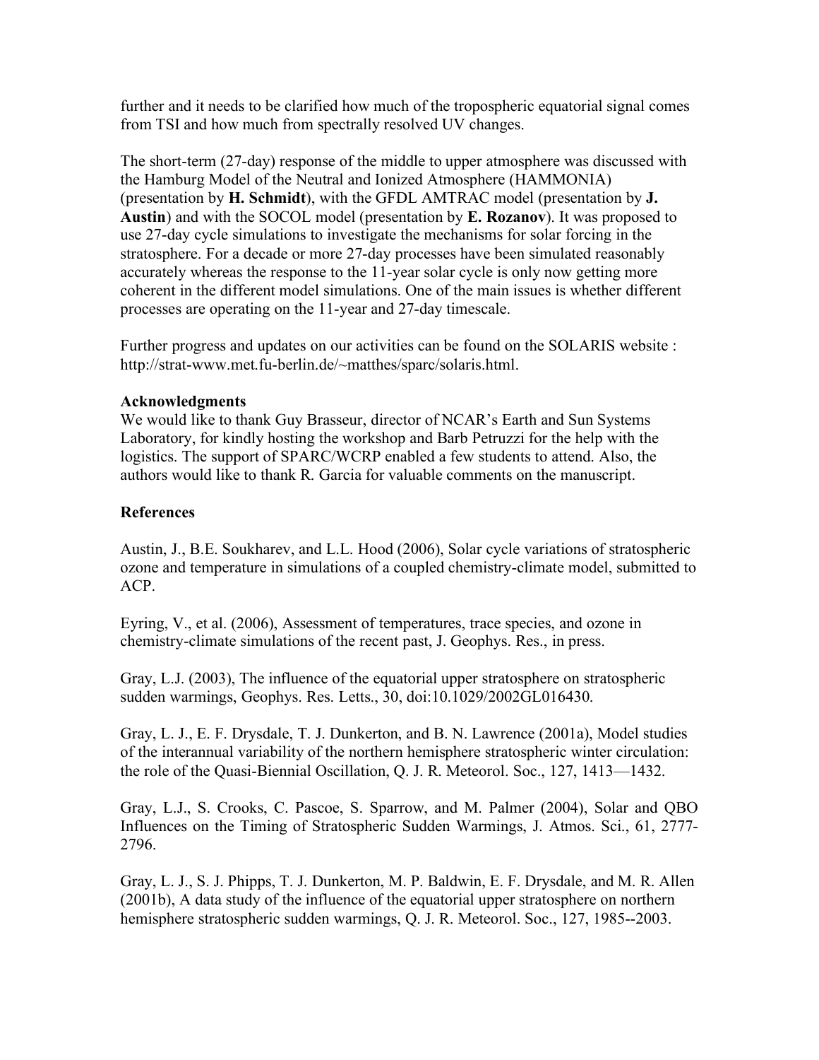further and it needs to be clarified how much of the tropospheric equatorial signal comes from TSI and how much from spectrally resolved UV changes.

The short-term (27-day) response of the middle to upper atmosphere was discussed with the Hamburg Model of the Neutral and Ionized Atmosphere (HAMMONIA) (presentation by **H. Schmidt**), with the GFDL AMTRAC model (presentation by **J. Austin**) and with the SOCOL model (presentation by **E. Rozanov**). It was proposed to use 27-day cycle simulations to investigate the mechanisms for solar forcing in the stratosphere. For a decade or more 27-day processes have been simulated reasonably accurately whereas the response to the 11-year solar cycle is only now getting more coherent in the different model simulations. One of the main issues is whether different processes are operating on the 11-year and 27-day timescale.

Further progress and updates on our activities can be found on the SOLARIS website : http://strat-www.met.fu-berlin.de/~matthes/sparc/solaris.html.

**Acknowledgments**

We would like to thank Guy Brasseur, director of NCAR's Earth and Sun Systems Laboratory, for kindly hosting the workshop and Barb Petruzzi for the help with the logistics. The support of SPARC/WCRP enabled a few students to attend. Also, the authors would like to thank R. Garcia for valuable comments on the manuscript.

**References**

Austin, J., B.E. Soukharev, and L.L. Hood (2006), Solar cycle variations of stratospheric ozone and temperature in simulations of a coupled chemistry-climate model, submitted to ACP.

Eyring, V., et al. (2006), Assessment of temperatures, trace species, and ozone in chemistry-climate simulations of the recent past, J. Geophys. Res., in press.

Gray, L.J. (2003), The influence of the equatorial upper stratosphere on stratospheric sudden warmings, Geophys. Res. Letts., 30, doi:10.1029/2002GL016430.

Gray, L. J., E. F. Drysdale, T. J. Dunkerton, and B. N. Lawrence (2001a), Model studies of the interannual variability of the northern hemisphere stratospheric winter circulation: the role of the Quasi-Biennial Oscillation, Q. J. R. Meteorol. Soc., 127, 1413—1432.

Gray, L.J., S. Crooks, C. Pascoe, S. Sparrow, and M. Palmer (2004), Solar and QBO Influences on the Timing of Stratospheric Sudden Warmings, J. Atmos. Sci., 61, 2777-2796.

Gray, L. J., S. J. Phipps, T. J. Dunkerton, M. P. Baldwin, E. F. Drysdale, and M. R. Allen (2001b), A data study of the influence of the equatorial upper stratosphere on northern hemisphere stratospheric sudden warmings, Q. J. R. Meteorol. Soc., 127, 1985--2003.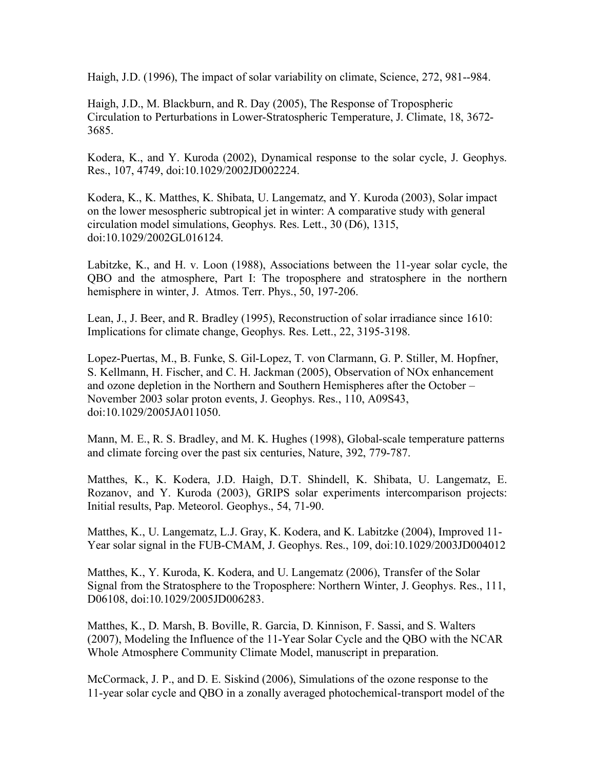Haigh, J.D. (1996), The impact of solar variability on climate, Science, 272, 981--984.

Haigh, J.D., M. Blackburn, and R. Day (2005), The Response of Tropospheric Circulation to Perturbations in Lower-Stratospheric Temperature, J. Climate, 18, 3672-3685.

Kodera, K., and Y. Kuroda (2002), Dynamical response to the solar cycle, J. Geophys. Res., 107, 4749, doi:10.1029/2002JD002224.

Kodera, K., K. Matthes, K. Shibata, U. Langematz, and Y. Kuroda (2003), Solar impact on the lower mesospheric subtropical jet in winter: A comparative study with general circulation model simulations, Geophys. Res. Lett., 30 (D6), 1315, doi:10.1029/2002GL016124.

Labitzke, K., and H. v. Loon (1988), Associations between the 11-year solar cycle, the QBO and the atmosphere, Part I: The troposphere and stratosphere in the northern hemisphere in winter, J. Atmos. Terr. Phys., 50, 197-206.

Lean, J., J. Beer, and R. Bradley (1995), Reconstruction of solar irradiance since 1610: Implications for climate change, Geophys. Res. Lett., 22, 3195-3198.

Lopez-Puertas, M., B. Funke, S. Gil-Lopez, T. von Clarmann, G. P. Stiller, M. Hopfner, S. Kellmann, H. Fischer, and C. H. Jackman (2005), Observation of NOx enhancement and ozone depletion in the Northern and Southern Hemispheres after the October – November 2003 solar proton events, J. Geophys. Res., 110, A09S43, doi:10.1029/2005JA011050.

Mann, M. E., R. S. Bradley, and M. K. Hughes (1998), Global-scale temperature patterns and climate forcing over the past six centuries, Nature, 392, 779-787.

Matthes, K., K. Kodera, J.D. Haigh, D.T. Shindell, K. Shibata, U. Langematz, E. Rozanov, and Y. Kuroda (2003), GRIPS solar experiments intercomparison projects: Initial results, Pap. Meteorol. Geophys., 54, 71-90.

Matthes, K., U. Langematz, L.J. Gray, K. Kodera, and K. Labitzke (2004), Improved 11-Year solar signal in the FUB-CMAM, J. Geophys. Res., 109, doi:10.1029/2003JD004012

Matthes, K., Y. Kuroda, K. Kodera, and U. Langematz (2006), Transfer of the Solar Signal from the Stratosphere to the Troposphere: Northern Winter, J. Geophys. Res., 111, D06108, doi:10.1029/2005JD006283.

Matthes, K., D. Marsh, B. Boville, R. Garcia, D. Kinnison, F. Sassi, and S. Walters (2007), Modeling the Influence of the 11-Year Solar Cycle and the QBO with the NCAR Whole Atmosphere Community Climate Model, manuscript in preparation.

McCormack, J. P., and D. E. Siskind (2006), Simulations of the ozone response to the 11-year solar cycle and QBO in a zonally averaged photochemical-transport model of the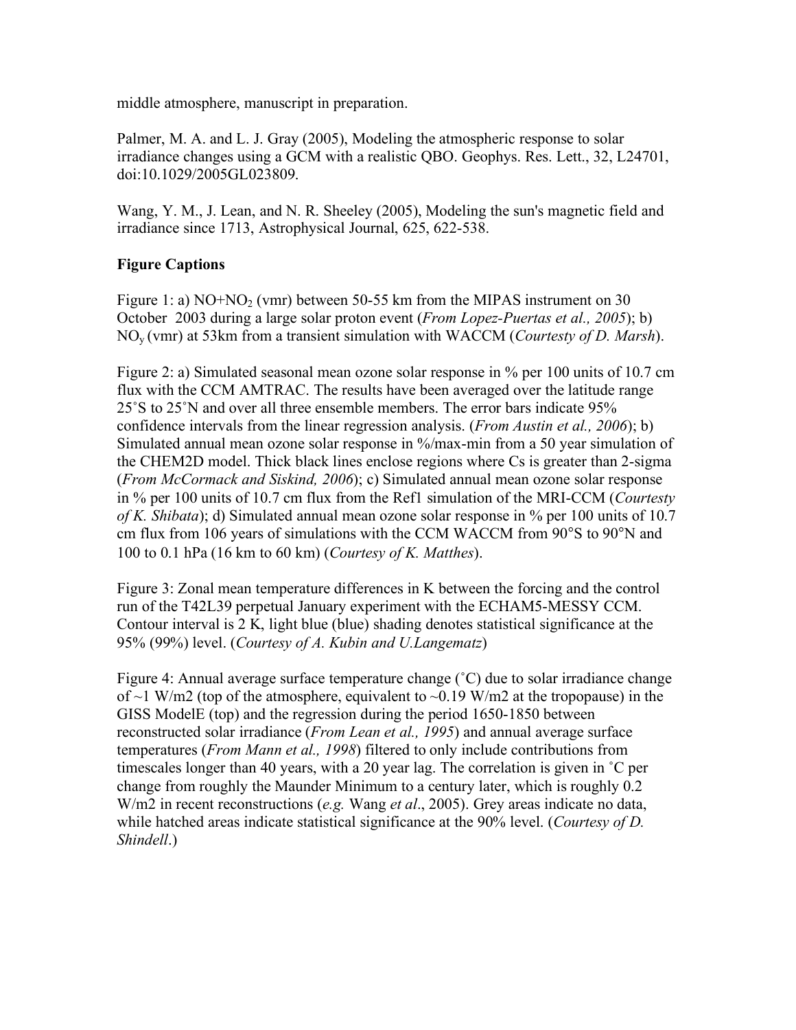middle atmosphere, manuscript in preparation.

Palmer, M. A. and L. J. Gray (2005), Modeling the atmospheric response to solar irradiance changes using a GCM with a realistic QBO. Geophys. Res. Lett., 32, L24701, doi:10.1029/2005GL023809.

Wang, Y. M., J. Lean, and N. R. Sheeley (2005), Modeling the sun's magnetic field and irradiance since 1713, Astrophysical Journal, 625, 622-538.

## Figure Captions

Figure 1: a) $NO+NO_2$ (vmr) between 50-55 km from the MIPAS instrument on 30 October 2003 during a large solar proton event (*From Lopez-Puertas et al., 2005*); b) $NO_y$ (vmr) at 53km from a transient simulation with WACCM (*Courtesty of D. Marsh*).

Figure 2: a) Simulated seasonal mean ozone solar response in % per 100 units of 10.7 cm flux with the CCM AMTRAC. The results have been averaged over the latitude range 25˚S to 25˚N and over all three ensemble members. The error bars indicate 95% confidence intervals from the linear regression analysis. (*From Austin et al., 2006*); b) Simulated annual mean ozone solar response in %/max-min from a 50 year simulation of the CHEM2D model. Thick black lines enclose regions where Cs is greater than 2-sigma (*From McCormack and Siskind, 2006*); c) Simulated annual mean ozone solar response in % per 100 units of 10.7 cm flux from the Ref1 simulation of the MRI-CCM (*Courtesty of K. Shibata*); d) Simulated annual mean ozone solar response in % per 100 units of 10.7 cm flux from 106 years of simulations with the CCM WACCM from 90°S to 90°N and 100 to 0.1 hPa (16 km to 60 km) (*Courtesy of K. Matthes*).

Figure 3: Zonal mean temperature differences in K between the forcing and the control run of the T42L39 perpetual January experiment with the ECHAM5-MESSY CCM. Contour interval is 2 K, light blue (blue) shading denotes statistical significance at the 95% (99%) level. (*Courtesy of A. Kubin and U.Langematz*)

Figure 4: Annual average surface temperature change (˚C) due to solar irradiance change of ~1 W/m2 (top of the atmosphere, equivalent to ~0.19 W/m2 at the tropopause) in the GISS ModelE (top) and the regression during the period 1650-1850 between reconstructed solar irradiance (*From Lean et al., 1995*) and annual average surface temperatures (*From Mann et al., 1998*) filtered to only include contributions from timescales longer than 40 years, with a 20 year lag. The correlation is given in ˚C per change from roughly the Maunder Minimum to a century later, which is roughly 0.2 W/m2 in recent reconstructions (*e.g.* Wang *et al*., 2005). Grey areas indicate no data, while hatched areas indicate statistical significance at the 90% level. (*Courtesy of D. Shindell*.)